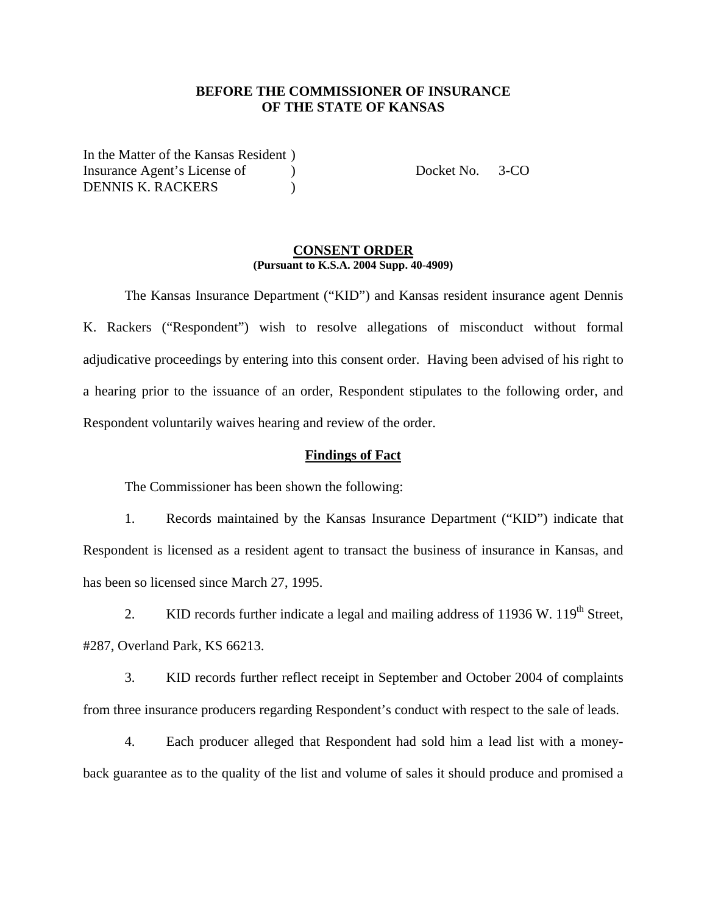**BEFORE THE COMMISSIONER OF INSURANCE**
**OF THE STATE OF KANSAS**

In the Matter of the Kansas Resident )
Insurance Agent's License of )                    Docket No.    3-CO
DENNIS K. RACKERS )

## CONSENT ORDER

**(Pursuant to K.S.A. 2004 Supp. 40-4909)**

The Kansas Insurance Department ("KID") and Kansas resident insurance agent Dennis K. Rackers ("Respondent") wish to resolve allegations of misconduct without formal adjudicative proceedings by entering into this consent order. Having been advised of his right to a hearing prior to the issuance of an order, Respondent stipulates to the following order, and Respondent voluntarily waives hearing and review of the order.

### Findings of Fact

The Commissioner has been shown the following:

1. Records maintained by the Kansas Insurance Department ("KID") indicate that Respondent is licensed as a resident agent to transact the business of insurance in Kansas, and has been so licensed since March 27, 1995.

2. KID records further indicate a legal and mailing address of 11936 W. 119th Street, #287, Overland Park, KS 66213.

3. KID records further reflect receipt in September and October 2004 of complaints from three insurance producers regarding Respondent's conduct with respect to the sale of leads.

4. Each producer alleged that Respondent had sold him a lead list with a money-back guarantee as to the quality of the list and volume of sales it should produce and promised a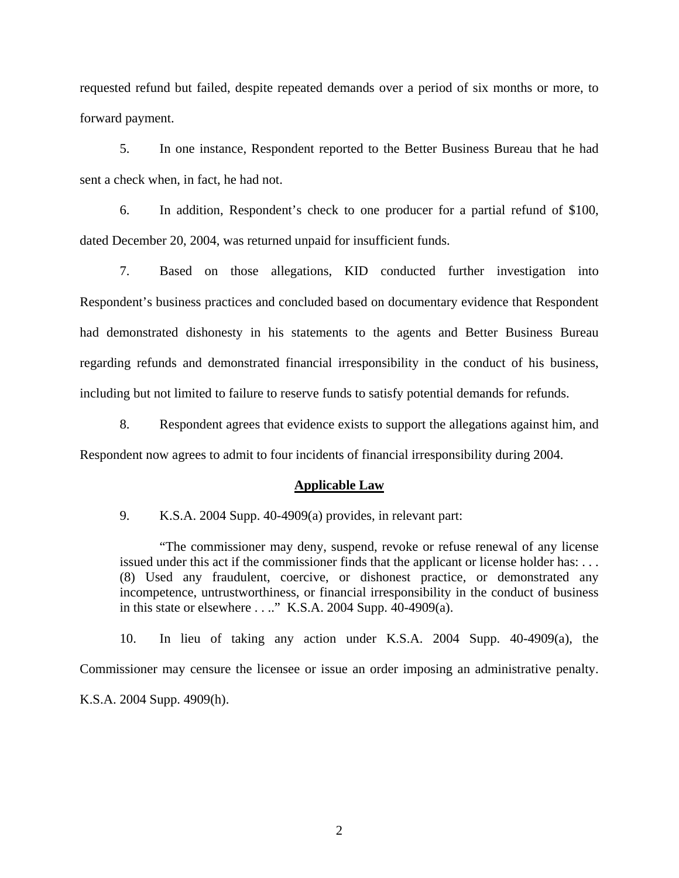requested refund but failed, despite repeated demands over a period of six months or more, to forward payment.

5. In one instance, Respondent reported to the Better Business Bureau that he had sent a check when, in fact, he had not.

6. In addition, Respondent's check to one producer for a partial refund of $100, dated December 20, 2004, was returned unpaid for insufficient funds.

7. Based on those allegations, KID conducted further investigation into Respondent's business practices and concluded based on documentary evidence that Respondent had demonstrated dishonesty in his statements to the agents and Better Business Bureau regarding refunds and demonstrated financial irresponsibility in the conduct of his business, including but not limited to failure to reserve funds to satisfy potential demands for refunds.

8. Respondent agrees that evidence exists to support the allegations against him, and Respondent now agrees to admit to four incidents of financial irresponsibility during 2004.

## Applicable Law

9. K.S.A. 2004 Supp. 40-4909(a) provides, in relevant part:

> "The commissioner may deny, suspend, revoke or refuse renewal of any license issued under this act if the commissioner finds that the applicant or license holder has: . . . (8) Used any fraudulent, coercive, or dishonest practice, or demonstrated any incompetence, untrustworthiness, or financial irresponsibility in the conduct of business in this state or elsewhere . . .." K.S.A. 2004 Supp. 40-4909(a).

10. In lieu of taking any action under K.S.A. 2004 Supp. 40-4909(a), the Commissioner may censure the licensee or issue an order imposing an administrative penalty. K.S.A. 2004 Supp. 4909(h).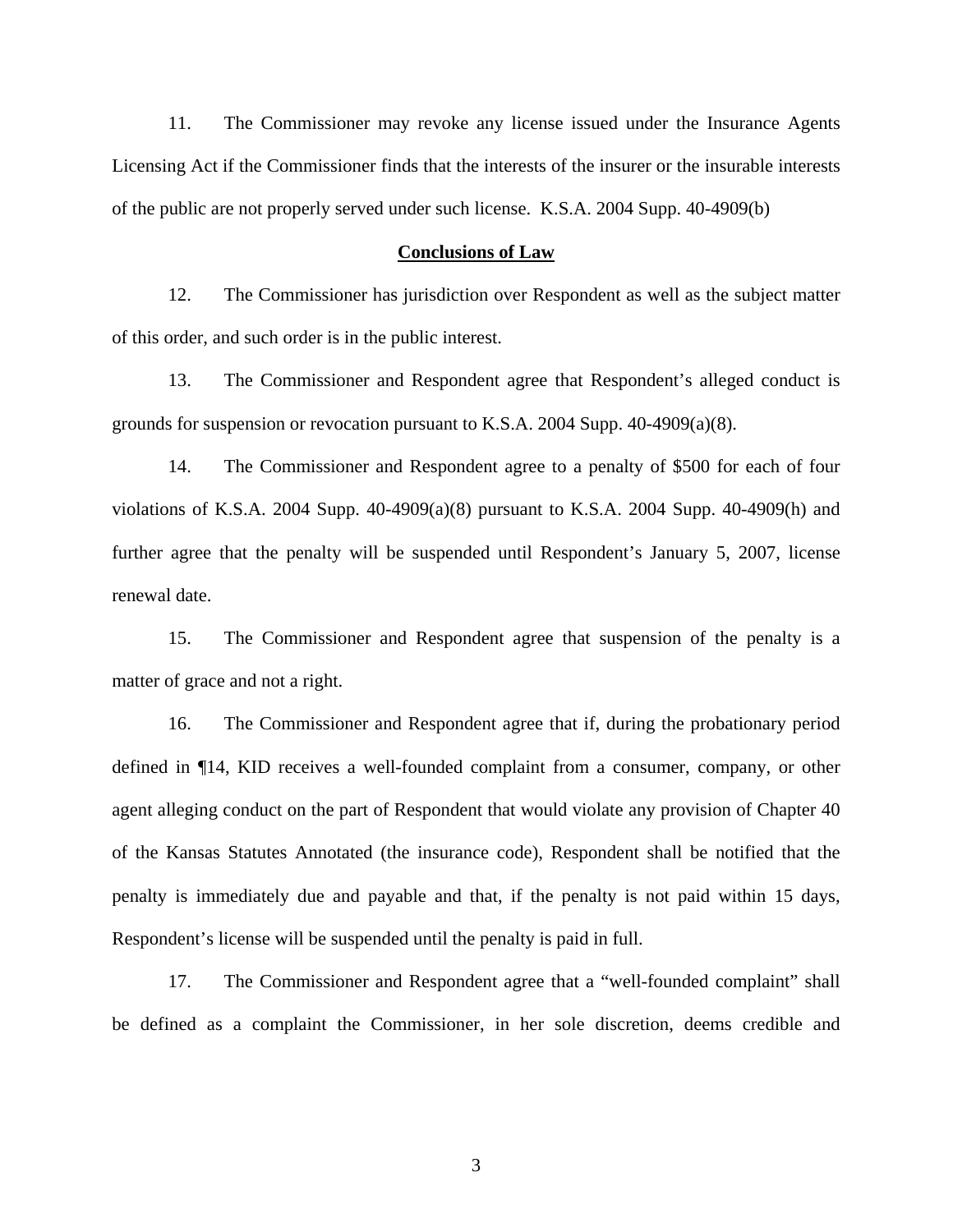11. The Commissioner may revoke any license issued under the Insurance Agents Licensing Act if the Commissioner finds that the interests of the insurer or the insurable interests of the public are not properly served under such license. K.S.A. 2004 Supp. 40-4909(b)

## Conclusions of Law

12. The Commissioner has jurisdiction over Respondent as well as the subject matter of this order, and such order is in the public interest.

13. The Commissioner and Respondent agree that Respondent's alleged conduct is grounds for suspension or revocation pursuant to K.S.A. 2004 Supp. 40-4909(a)(8).

14. The Commissioner and Respondent agree to a penalty of $500 for each of four violations of K.S.A. 2004 Supp. 40-4909(a)(8) pursuant to K.S.A. 2004 Supp. 40-4909(h) and further agree that the penalty will be suspended until Respondent's January 5, 2007, license renewal date.

15. The Commissioner and Respondent agree that suspension of the penalty is a matter of grace and not a right.

16. The Commissioner and Respondent agree that if, during the probationary period defined in ¶14, KID receives a well-founded complaint from a consumer, company, or other agent alleging conduct on the part of Respondent that would violate any provision of Chapter 40 of the Kansas Statutes Annotated (the insurance code), Respondent shall be notified that the penalty is immediately due and payable and that, if the penalty is not paid within 15 days, Respondent's license will be suspended until the penalty is paid in full.

17. The Commissioner and Respondent agree that a "well-founded complaint" shall be defined as a complaint the Commissioner, in her sole discretion, deems credible and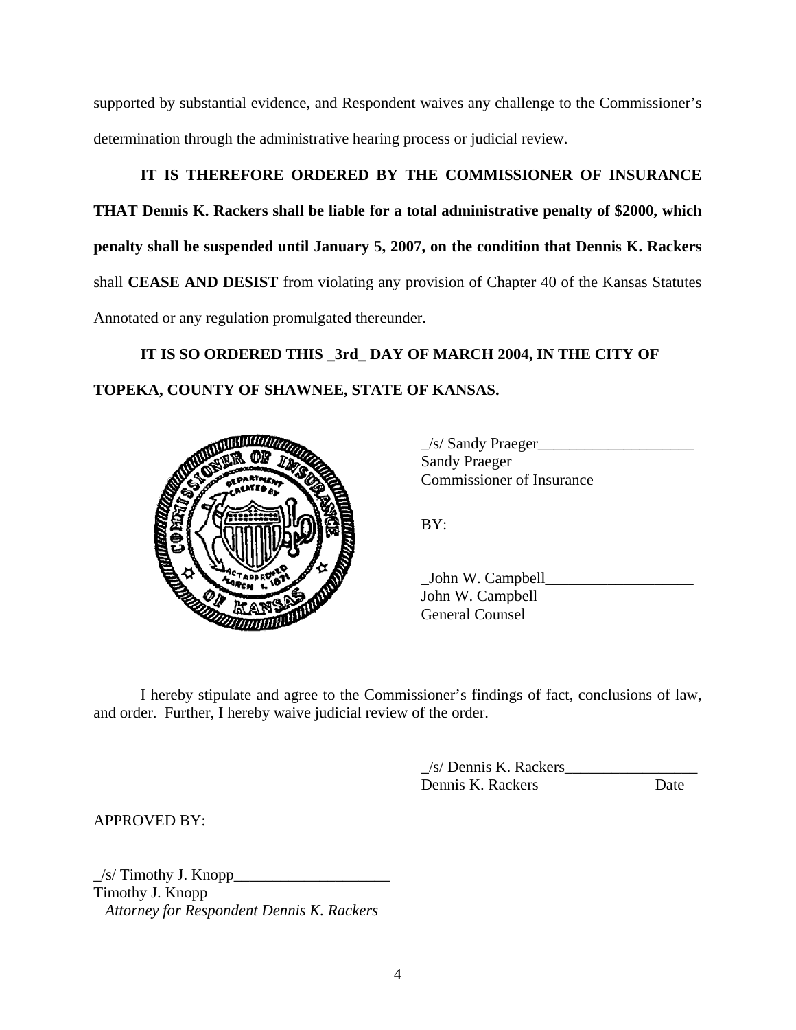supported by substantial evidence, and Respondent waives any challenge to the Commissioner's determination through the administrative hearing process or judicial review.

**IT IS THEREFORE ORDERED BY THE COMMISSIONER OF INSURANCE THAT Dennis K. Rackers shall be liable for a total administrative penalty of $2000, which penalty shall be suspended until January 5, 2007, on the condition that Dennis K. Rackers** shall **CEASE AND DESIST** from violating any provision of Chapter 40 of the Kansas Statutes Annotated or any regulation promulgated thereunder.

**IT IS SO ORDERED THIS _3rd_ DAY OF MARCH 2004, IN THE CITY OF TOPEKA, COUNTY OF SHAWNEE, STATE OF KANSAS.**

_/s/ Sandy Praeger____________________
Sandy Praeger
Commissioner of Insurance

BY:

_John W. Campbell___________________
John W. Campbell
General Counsel

I hereby stipulate and agree to the Commissioner's findings of fact, conclusions of law, and order. Further, I hereby waive judicial review of the order.

_/s/ Dennis K. Rackers_________________
Dennis K. Rackers Date

APPROVED BY:

_/s/ Timothy J. Knopp____________________
Timothy J. Knopp
*Attorney for Respondent Dennis K. Rackers*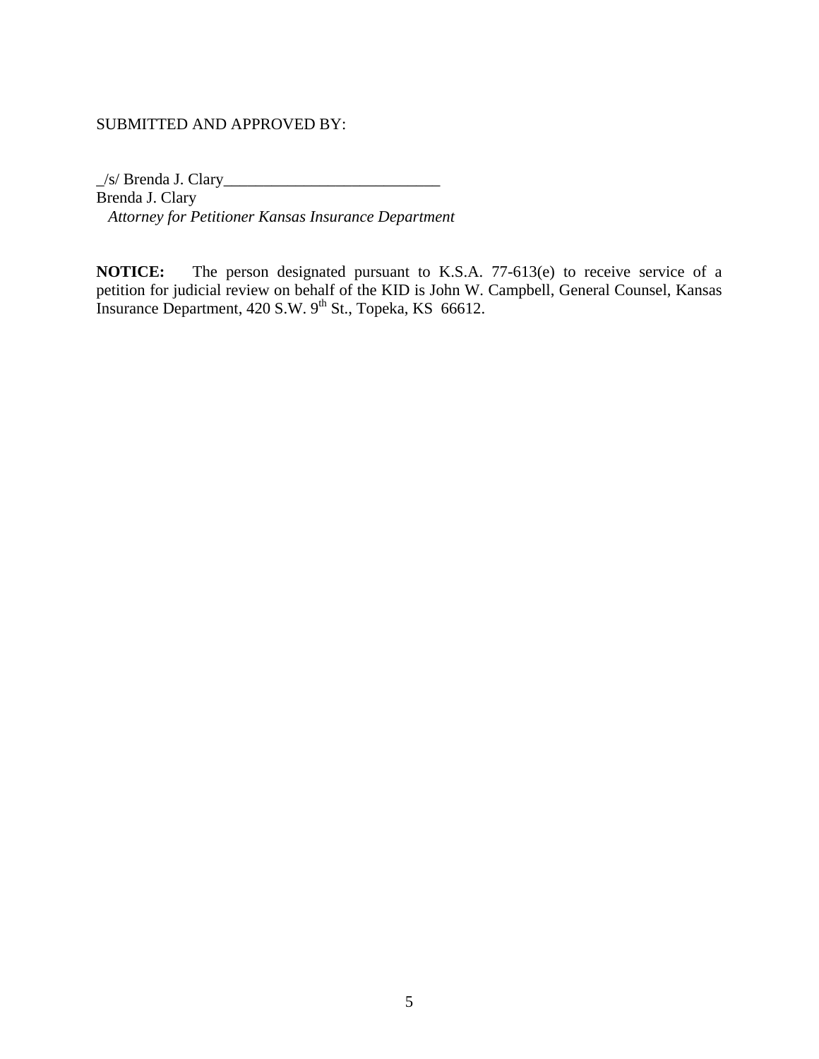SUBMITTED AND APPROVED BY:

_/s/ Brenda J. Clary___________________________
Brenda J. Clary
*Attorney for Petitioner Kansas Insurance Department*

**NOTICE:** The person designated pursuant to K.S.A. 77-613(e) to receive service of a petition for judicial review on behalf of the KID is John W. Campbell, General Counsel, Kansas Insurance Department, 420 S.W. 9th St., Topeka, KS 66612.